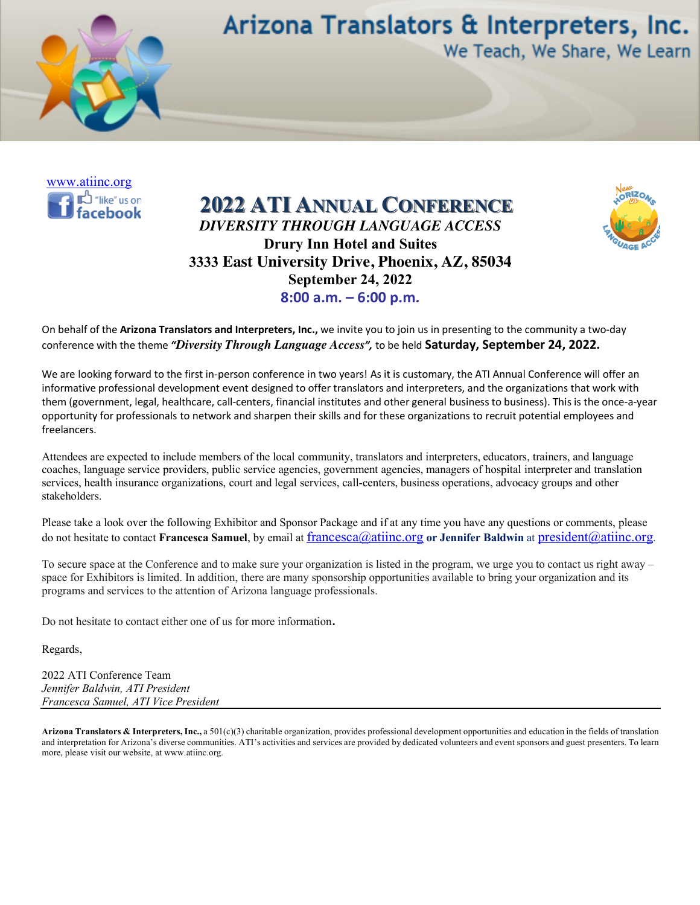# Arizona Translators & Interpreters, Inc.

We Teach, We Share, We Learn

www.atiinc.org

"like" us on facebook

## 2022 ATI Annual Conference

***DIVERSITY THROUGH LANGUAGE ACCESS***

**Drury Inn Hotel and Suites**

**3333 East University Drive, Phoenix, AZ, 85034**

**September 24, 2022**

**8:00 a.m. – 6:00 p.m.**

On behalf of the **Arizona Translators and Interpreters, Inc.,** we invite you to join us in presenting to the community a two-day conference with the theme ***"Diversity Through Language Access",*** to be held **Saturday, September 24, 2022.**

We are looking forward to the first in-person conference in two years! As it is customary, the ATI Annual Conference will offer an informative professional development event designed to offer translators and interpreters, and the organizations that work with them (government, legal, healthcare, call-centers, financial institutes and other general business to business). This is the once-a-year opportunity for professionals to network and sharpen their skills and for these organizations to recruit potential employees and freelancers.

Attendees are expected to include members of the local community, translators and interpreters, educators, trainers, and language coaches, language service providers, public service agencies, government agencies, managers of hospital interpreter and translation services, health insurance organizations, court and legal services, call-centers, business operations, advocacy groups and other stakeholders.

Please take a look over the following Exhibitor and Sponsor Package and if at any time you have any questions or comments, please do not hesitate to contact **Francesca Samuel**, by email at francesca@atiinc.org **or Jennifer Baldwin** at president@atiinc.org.

To secure space at the Conference and to make sure your organization is listed in the program, we urge you to contact us right away – space for Exhibitors is limited. In addition, there are many sponsorship opportunities available to bring your organization and its programs and services to the attention of Arizona language professionals.

Do not hesitate to contact either one of us for more information.

Regards,

2022 ATI Conference Team
*Jennifer Baldwin, ATI President*
*Francesca Samuel, ATI Vice President*

---

**Arizona Translators & Interpreters, Inc.,** a 501(c)(3) charitable organization, provides professional development opportunities and education in the fields of translation and interpretation for Arizona's diverse communities. ATI's activities and services are provided by dedicated volunteers and event sponsors and guest presenters. To learn more, please visit our website, at www.atiinc.org.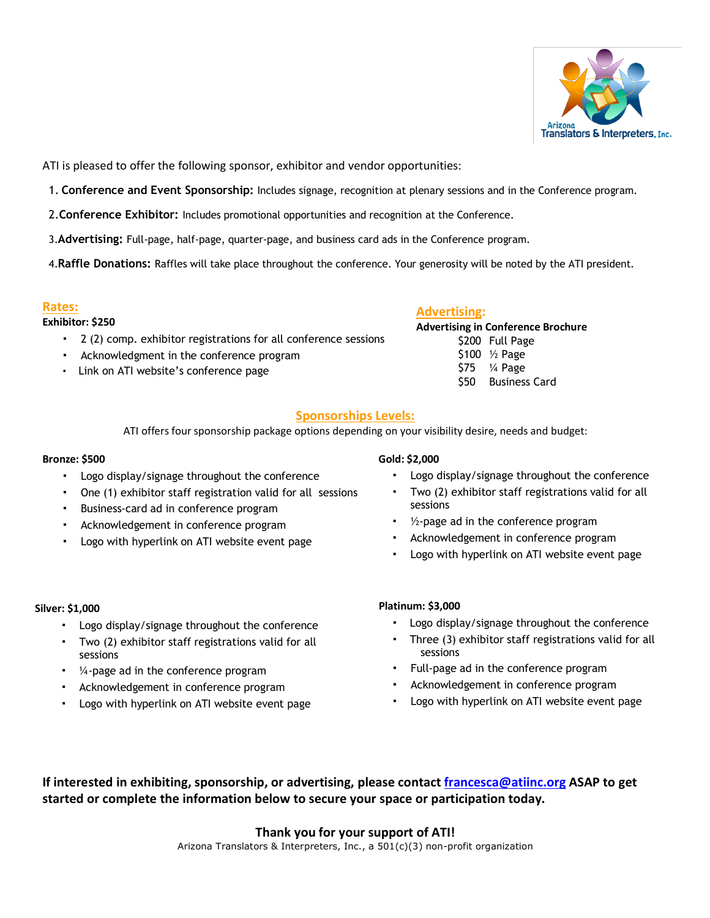ATI is pleased to offer the following sponsor, exhibitor and vendor opportunities:

1. **Conference and Event Sponsorship:** Includes signage, recognition at plenary sessions and in the Conference program.
2. **Conference Exhibitor:** Includes promotional opportunities and recognition at the Conference.
3. **Advertising:** Full-page, half-page, quarter-page, and business card ads in the Conference program.
4. **Raffle Donations:** Raffles will take place throughout the conference. Your generosity will be noted by the ATI president.

## Rates:

**Exhibitor: $250**

- 2 (2) comp. exhibitor registrations for all conference sessions
- Acknowledgment in the conference program
- Link on ATI website's conference page

## Advertising:

**Advertising in Conference Brochure**

| | |
|---|---|
| $200 | Full Page |
| $100 | ½ Page |
| $75 | ¼ Page |
| $50 | Business Card |

## Sponsorships Levels:

ATI offers four sponsorship package options depending on your visibility desire, needs and budget:

**Bronze: $500**

- Logo display/signage throughout the conference
- One (1) exhibitor staff registration valid for all sessions
- Business-card ad in conference program
- Acknowledgement in conference program
- Logo with hyperlink on ATI website event page

**Silver: $1,000**

- Logo display/signage throughout the conference
- Two (2) exhibitor staff registrations valid for all sessions
- ¼-page ad in the conference program
- Acknowledgement in conference program
- Logo with hyperlink on ATI website event page

**Gold: $2,000**

- Logo display/signage throughout the conference
- Two (2) exhibitor staff registrations valid for all sessions
- ½-page ad in the conference program
- Acknowledgement in conference program
- Logo with hyperlink on ATI website event page

**Platinum: $3,000**

- Logo display/signage throughout the conference
- Three (3) exhibitor staff registrations valid for all sessions
- Full-page ad in the conference program
- Acknowledgement in conference program
- Logo with hyperlink on ATI website event page

**If interested in exhibiting, sponsorship, or advertising, please contact [francesca@atiinc.org](mailto:francesca@atiinc.org) ASAP to get started or complete the information below to secure your space or participation today.**

**Thank you for your support of ATI!**

Arizona Translators & Interpreters, Inc., a 501(c)(3) non-profit organization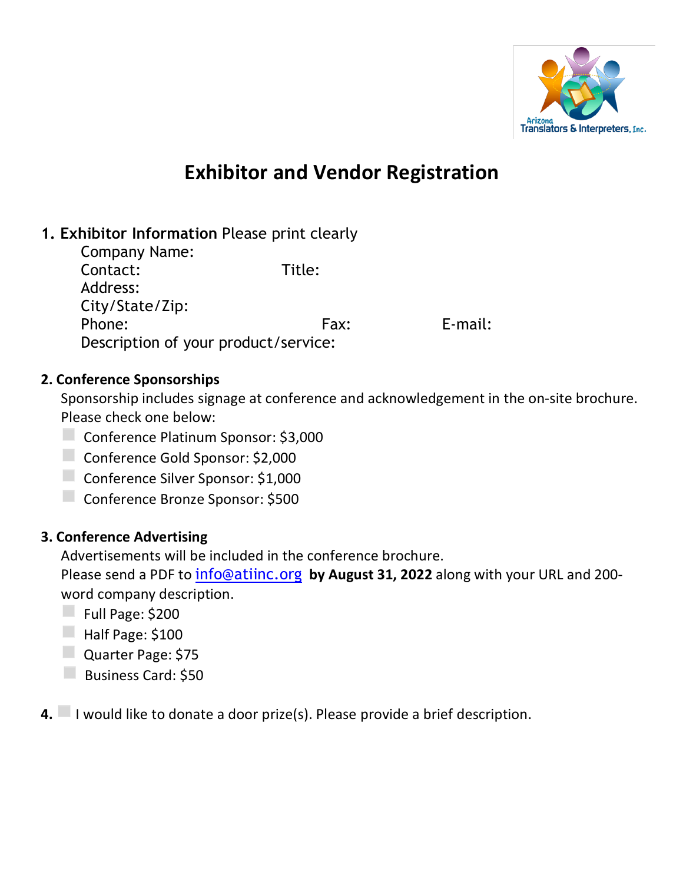# Exhibitor and Vendor Registration

**1. Exhibitor Information** Please print clearly

Company Name:
Contact: Title:
Address:
City/State/Zip:
Phone: Fax: E-mail:
Description of your product/service:

**2. Conference Sponsorships**

Sponsorship includes signage at conference and acknowledgement in the on-site brochure. Please check one below:

- ☐ Conference Platinum Sponsor: $3,000
- ☐ Conference Gold Sponsor: $2,000
- ☐ Conference Silver Sponsor: $1,000
- ☐ Conference Bronze Sponsor: $500

**3. Conference Advertising**

Advertisements will be included in the conference brochure.
Please send a PDF to info@atiinc.org **by August 31, 2022** along with your URL and 200-word company description.

- ☐ Full Page: $200
- ☐ Half Page: $100
- ☐ Quarter Page: $75
- ☐ Business Card: $50

**4.** ☐ I would like to donate a door prize(s). Please provide a brief description.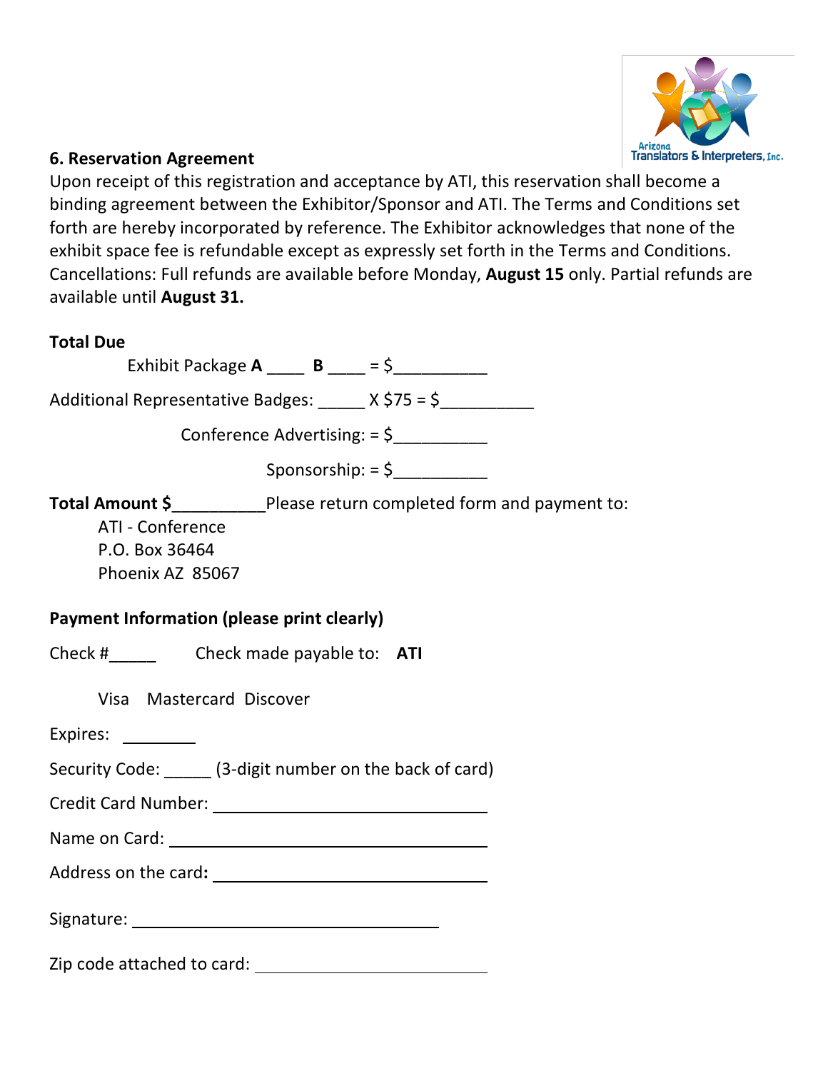### 6. Reservation Agreement

Upon receipt of this registration and acceptance by ATI, this reservation shall become a binding agreement between the Exhibitor/Sponsor and ATI. The Terms and Conditions set forth are hereby incorporated by reference. The Exhibitor acknowledges that none of the exhibit space fee is refundable except as expressly set forth in the Terms and Conditions. Cancellations: Full refunds are available before Monday, **August 15** only. Partial refunds are available until **August 31.**

**Total Due**

Exhibit Package **A** ____ **B** ____ = $__________

Additional Representative Badges: _____ X $75 = $__________

Conference Advertising: = $__________

Sponsorship: = $__________

**Total Amount $**__________ Please return completed form and payment to:

ATI - Conference  
P.O. Box 36464  
Phoenix AZ 85067

**Payment Information (please print clearly)**

Check #_____ Check made payable to: **ATI**

Visa Mastercard Discover

Expires: ________

Security Code: _____ (3-digit number on the back of card)

Credit Card Number: ______________________________

Name on Card: ______________________________

Address on the card: ______________________________

Signature: ______________________________

Zip code attached to card: ______________________________